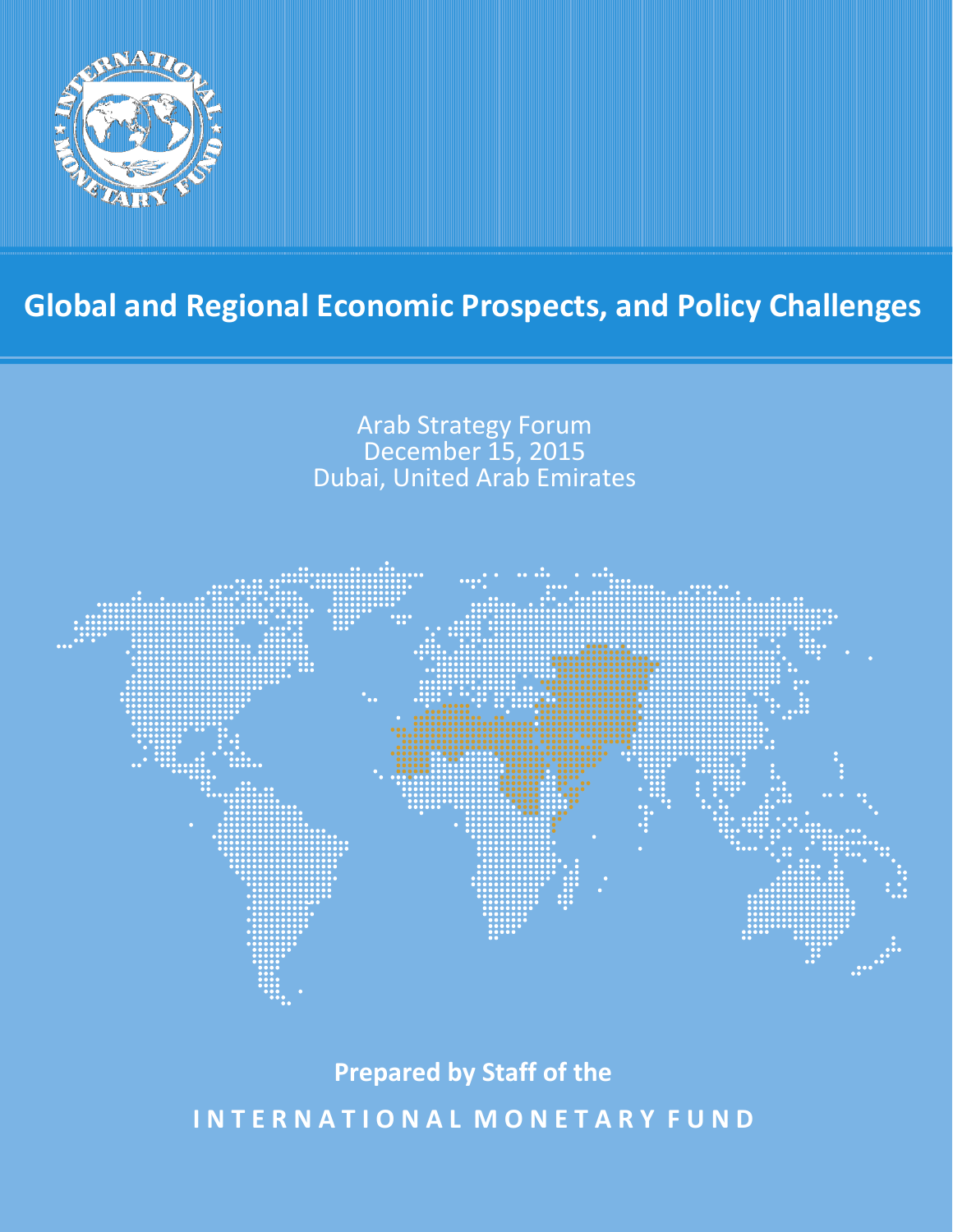# Global and Regional Economic Prospects, and Policy Challenges

Arab Strategy Forum
December 15, 2015
Dubai, United Arab Emirates

**Prepared by Staff of the**

**INTERNATIONAL MONETARY FUND**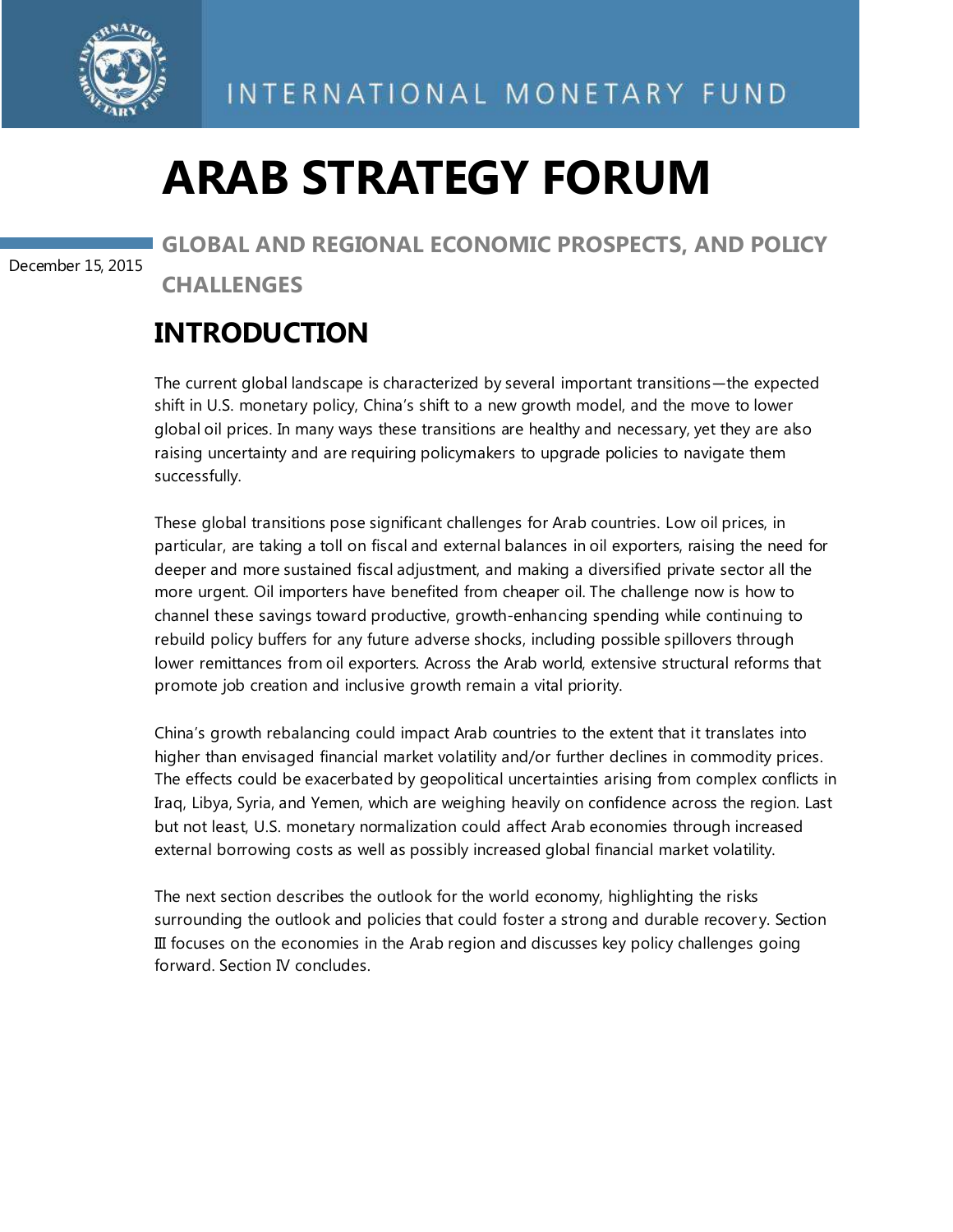INTERNATIONAL MONETARY FUND

# ARAB STRATEGY FORUM

December 15, 2015

## GLOBAL AND REGIONAL ECONOMIC PROSPECTS, AND POLICY CHALLENGES

## INTRODUCTION

The current global landscape is characterized by several important transitions—the expected shift in U.S. monetary policy, China's shift to a new growth model, and the move to lower global oil prices. In many ways these transitions are healthy and necessary, yet they are also raising uncertainty and are requiring policymakers to upgrade policies to navigate them successfully.

These global transitions pose significant challenges for Arab countries. Low oil prices, in particular, are taking a toll on fiscal and external balances in oil exporters, raising the need for deeper and more sustained fiscal adjustment, and making a diversified private sector all the more urgent. Oil importers have benefited from cheaper oil. The challenge now is how to channel these savings toward productive, growth-enhancing spending while continuing to rebuild policy buffers for any future adverse shocks, including possible spillovers through lower remittances from oil exporters. Across the Arab world, extensive structural reforms that promote job creation and inclusive growth remain a vital priority.

China's growth rebalancing could impact Arab countries to the extent that it translates into higher than envisaged financial market volatility and/or further declines in commodity prices. The effects could be exacerbated by geopolitical uncertainties arising from complex conflicts in Iraq, Libya, Syria, and Yemen, which are weighing heavily on confidence across the region. Last but not least, U.S. monetary normalization could affect Arab economies through increased external borrowing costs as well as possibly increased global financial market volatility.

The next section describes the outlook for the world economy, highlighting the risks surrounding the outlook and policies that could foster a strong and durable recovery. Section III focuses on the economies in the Arab region and discusses key policy challenges going forward. Section IV concludes.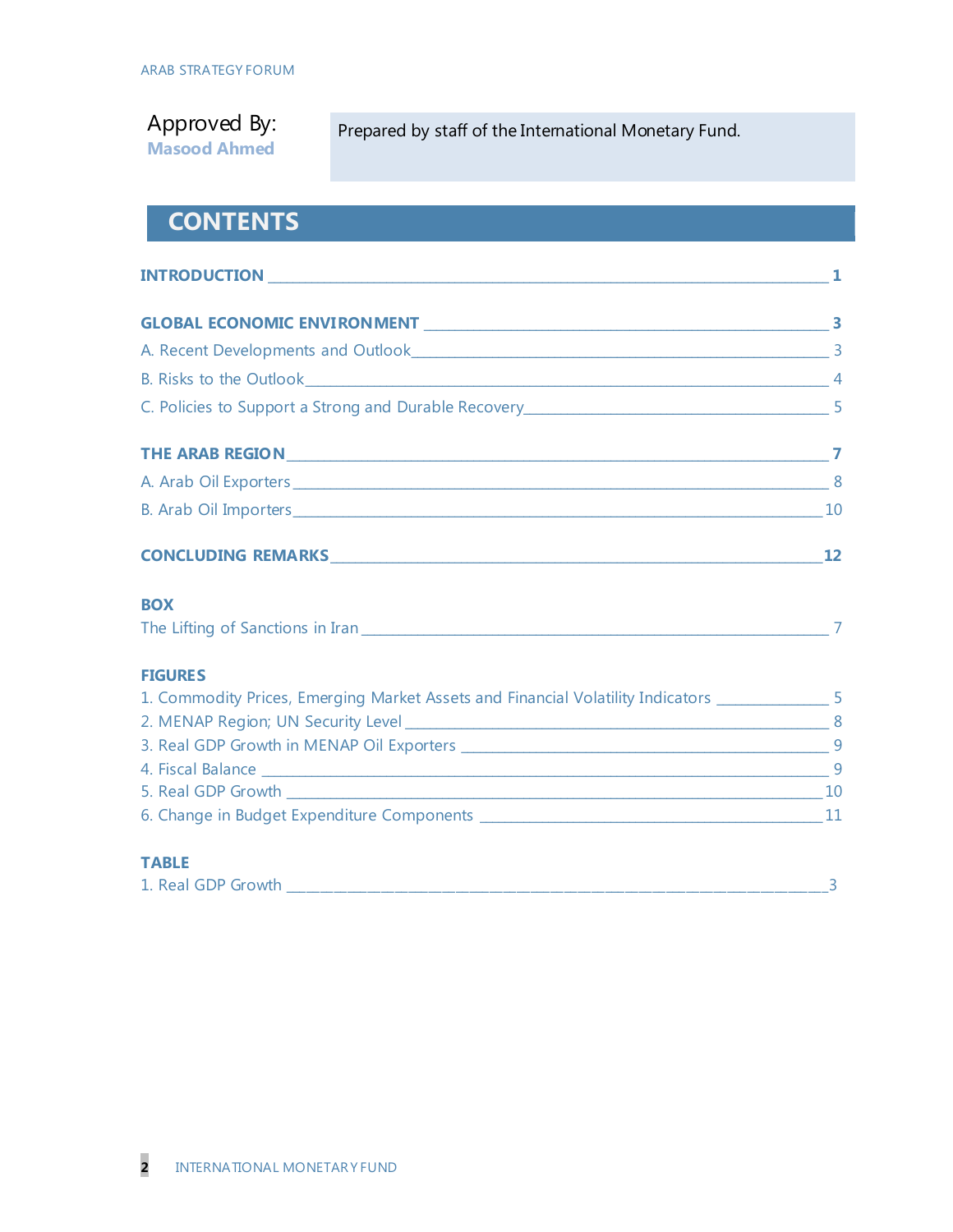Approved By:
**Masood Ahmed**

Prepared by staff of the International Monetary Fund.

# CONTENTS

**INTRODUCTION** _______________________________________________ **1**

**GLOBAL ECONOMIC ENVIRONMENT** _______________________________ **3**

A. Recent Developments and Outlook _______________________________ 3

B. Risks to the Outlook _________________________________________ 4

C. Policies to Support a Strong and Durable Recovery __________________ 5

**THE ARAB REGION** _____________________________________________ **7**

A. Arab Oil Exporters ___________________________________________ 8

B. Arab Oil Importers ___________________________________________ 10

**CONCLUDING REMARKS** _________________________________________ **12**

**BOX**

The Lifting of Sanctions in Iran ____________________________________ 7

**FIGURES**

1. Commodity Prices, Emerging Market Assets and Financial Volatility Indicators ________ 5
2. MENAP Region; UN Security Level _______________________________ 8
3. Real GDP Growth in MENAP Oil Exporters _________________________ 9
4. Fiscal Balance _______________________________________________ 9
5. Real GDP Growth _____________________________________________ 10
6. Change in Budget Expenditure Components _________________________ 11

**TABLE**

1. Real GDP Growth _____________________________________________ 3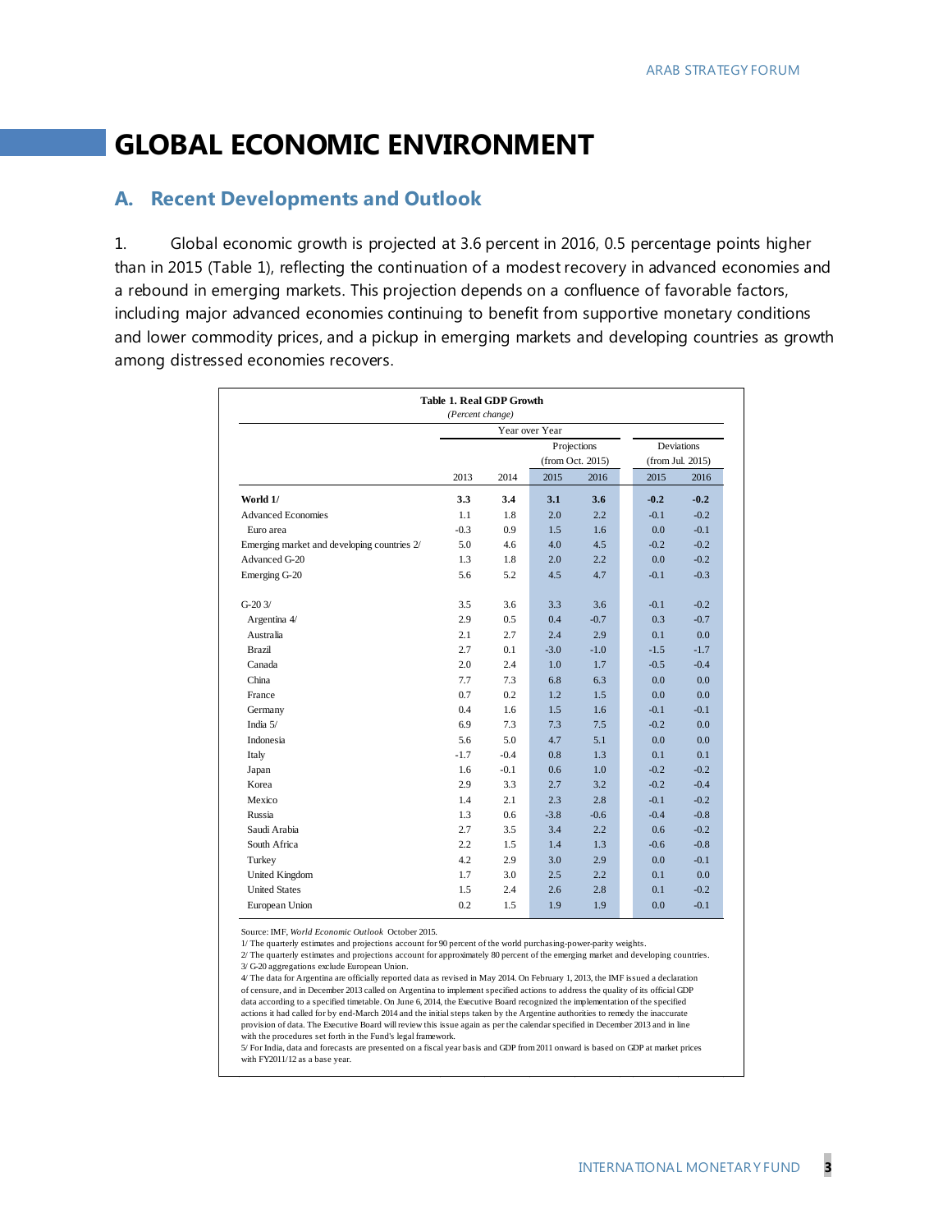# GLOBAL ECONOMIC ENVIRONMENT

## A. Recent Developments and Outlook

1. Global economic growth is projected at 3.6 percent in 2016, 0.5 percentage points higher than in 2015 (Table 1), reflecting the continuation of a modest recovery in advanced economies and a rebound in emerging markets. This projection depends on a confluence of favorable factors, including major advanced economies continuing to benefit from supportive monetary conditions and lower commodity prices, and a pickup in emerging markets and developing countries as growth among distressed economies recovers.

**Table 1. Real GDP Growth**
*(Percent change)*

| | Year over Year | | | | | |
|---|---|---|---|---|---|---|
| | | | Projections (from Oct. 2015) | | Deviations (from Jul. 2015) | |
| | 2013 | 2014 | 2015 | 2016 | 2015 | 2016 |
| **World 1/** | **3.3** | **3.4** | **3.1** | **3.6** | **-0.2** | **-0.2** |
| Advanced Economies | 1.1 | 1.8 | 2.0 | 2.2 | -0.1 | -0.2 |
| Euro area | -0.3 | 0.9 | 1.5 | 1.6 | 0.0 | -0.1 |
| Emerging market and developing countries 2/ | 5.0 | 4.6 | 4.0 | 4.5 | -0.2 | -0.2 |
| Advanced G-20 | 1.3 | 1.8 | 2.0 | 2.2 | 0.0 | -0.2 |
| Emerging G-20 | 5.6 | 5.2 | 4.5 | 4.7 | -0.1 | -0.3 |
| G-20 3/ | 3.5 | 3.6 | 3.3 | 3.6 | -0.1 | -0.2 |
| Argentina 4/ | 2.9 | 0.5 | 0.4 | -0.7 | 0.3 | -0.7 |
| Australia | 2.1 | 2.7 | 2.4 | 2.9 | 0.1 | 0.0 |
| Brazil | 2.7 | 0.1 | -3.0 | -1.0 | -1.5 | -1.7 |
| Canada | 2.0 | 2.4 | 1.0 | 1.7 | -0.5 | -0.4 |
| China | 7.7 | 7.3 | 6.8 | 6.3 | 0.0 | 0.0 |
| France | 0.7 | 0.2 | 1.2 | 1.5 | 0.0 | 0.0 |
| Germany | 0.4 | 1.6 | 1.5 | 1.6 | -0.1 | -0.1 |
| India 5/ | 6.9 | 7.3 | 7.3 | 7.5 | -0.2 | 0.0 |
| Indonesia | 5.6 | 5.0 | 4.7 | 5.1 | 0.0 | 0.0 |
| Italy | -1.7 | -0.4 | 0.8 | 1.3 | 0.1 | 0.1 |
| Japan | 1.6 | -0.1 | 0.6 | 1.0 | -0.2 | -0.2 |
| Korea | 2.9 | 3.3 | 2.7 | 3.2 | -0.2 | -0.4 |
| Mexico | 1.4 | 2.1 | 2.3 | 2.8 | -0.1 | -0.2 |
| Russia | 1.3 | 0.6 | -3.8 | -0.6 | -0.4 | -0.8 |
| Saudi Arabia | 2.7 | 3.5 | 3.4 | 2.2 | 0.6 | -0.2 |
| South Africa | 2.2 | 1.5 | 1.4 | 1.3 | -0.6 | -0.8 |
| Turkey | 4.2 | 2.9 | 3.0 | 2.9 | 0.0 | -0.1 |
| United Kingdom | 1.7 | 3.0 | 2.5 | 2.2 | 0.1 | 0.0 |
| United States | 1.5 | 2.4 | 2.6 | 2.8 | 0.1 | -0.2 |
| European Union | 0.2 | 1.5 | 1.9 | 1.9 | 0.0 | -0.1 |

Source: IMF, *World Economic Outlook* October 2015.
1/ The quarterly estimates and projections account for 90 percent of the world purchasing-power-parity weights.
2/ The quarterly estimates and projections account for approximately 80 percent of the emerging market and developing countries.
3/ G-20 aggregations exclude European Union.
4/ The data for Argentina are officially reported data as revised in May 2014. On February 1, 2013, the IMF issued a declaration of censure, and in December 2013 called on Argentina to implement specified actions to address the quality of its official GDP data according to a specified timetable. On June 6, 2014, the Executive Board recognized the implementation of the specified actions it had called for by end-March 2014 and the initial steps taken by the Argentine authorities to remedy the inaccurate provision of data. The Executive Board will review this issue again as per the calendar specified in December 2013 and in line with the procedures set forth in the Fund's legal framework.
5/ For India, data and forecasts are presented on a fiscal year basis and GDP from 2011 onward is based on GDP at market prices with FY2011/12 as a base year.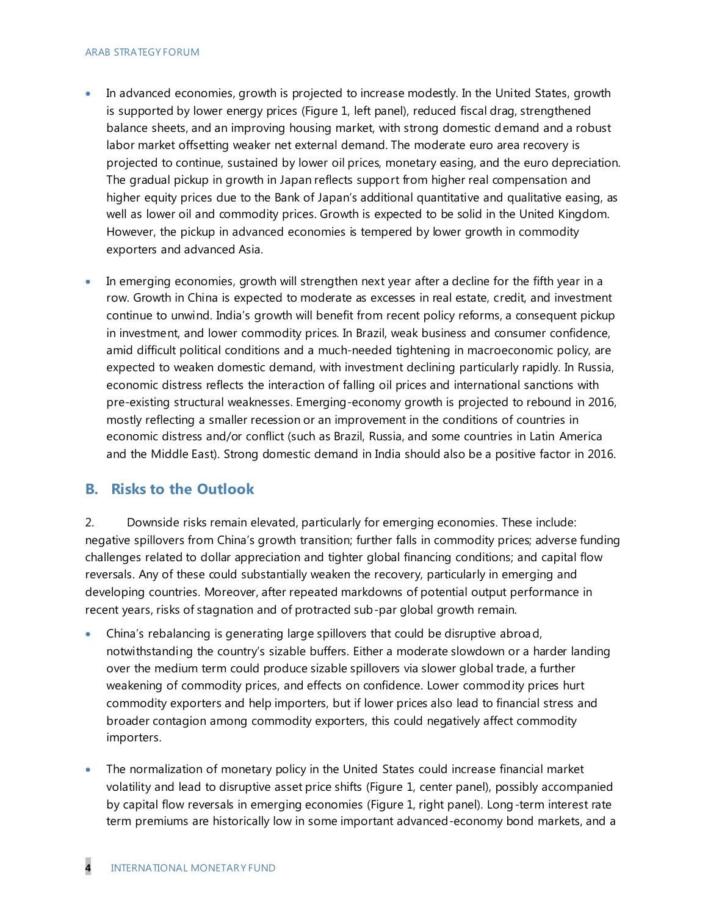- In advanced economies, growth is projected to increase modestly. In the United States, growth is supported by lower energy prices (Figure 1, left panel), reduced fiscal drag, strengthened balance sheets, and an improving housing market, with strong domestic demand and a robust labor market offsetting weaker net external demand. The moderate euro area recovery is projected to continue, sustained by lower oil prices, monetary easing, and the euro depreciation. The gradual pickup in growth in Japan reflects support from higher real compensation and higher equity prices due to the Bank of Japan's additional quantitative and qualitative easing, as well as lower oil and commodity prices. Growth is expected to be solid in the United Kingdom. However, the pickup in advanced economies is tempered by lower growth in commodity exporters and advanced Asia.

- In emerging economies, growth will strengthen next year after a decline for the fifth year in a row. Growth in China is expected to moderate as excesses in real estate, credit, and investment continue to unwind. India's growth will benefit from recent policy reforms, a consequent pickup in investment, and lower commodity prices. In Brazil, weak business and consumer confidence, amid difficult political conditions and a much-needed tightening in macroeconomic policy, are expected to weaken domestic demand, with investment declining particularly rapidly. In Russia, economic distress reflects the interaction of falling oil prices and international sanctions with pre-existing structural weaknesses. Emerging-economy growth is projected to rebound in 2016, mostly reflecting a smaller recession or an improvement in the conditions of countries in economic distress and/or conflict (such as Brazil, Russia, and some countries in Latin America and the Middle East). Strong domestic demand in India should also be a positive factor in 2016.

## B. Risks to the Outlook

2. Downside risks remain elevated, particularly for emerging economies. These include: negative spillovers from China's growth transition; further falls in commodity prices; adverse funding challenges related to dollar appreciation and tighter global financing conditions; and capital flow reversals. Any of these could substantially weaken the recovery, particularly in emerging and developing countries. Moreover, after repeated markdowns of potential output performance in recent years, risks of stagnation and of protracted sub-par global growth remain.

- China's rebalancing is generating large spillovers that could be disruptive abroad, notwithstanding the country's sizable buffers. Either a moderate slowdown or a harder landing over the medium term could produce sizable spillovers via slower global trade, a further weakening of commodity prices, and effects on confidence. Lower commodity prices hurt commodity exporters and help importers, but if lower prices also lead to financial stress and broader contagion among commodity exporters, this could negatively affect commodity importers.

- The normalization of monetary policy in the United States could increase financial market volatility and lead to disruptive asset price shifts (Figure 1, center panel), possibly accompanied by capital flow reversals in emerging economies (Figure 1, right panel). Long-term interest rate term premiums are historically low in some important advanced-economy bond markets, and a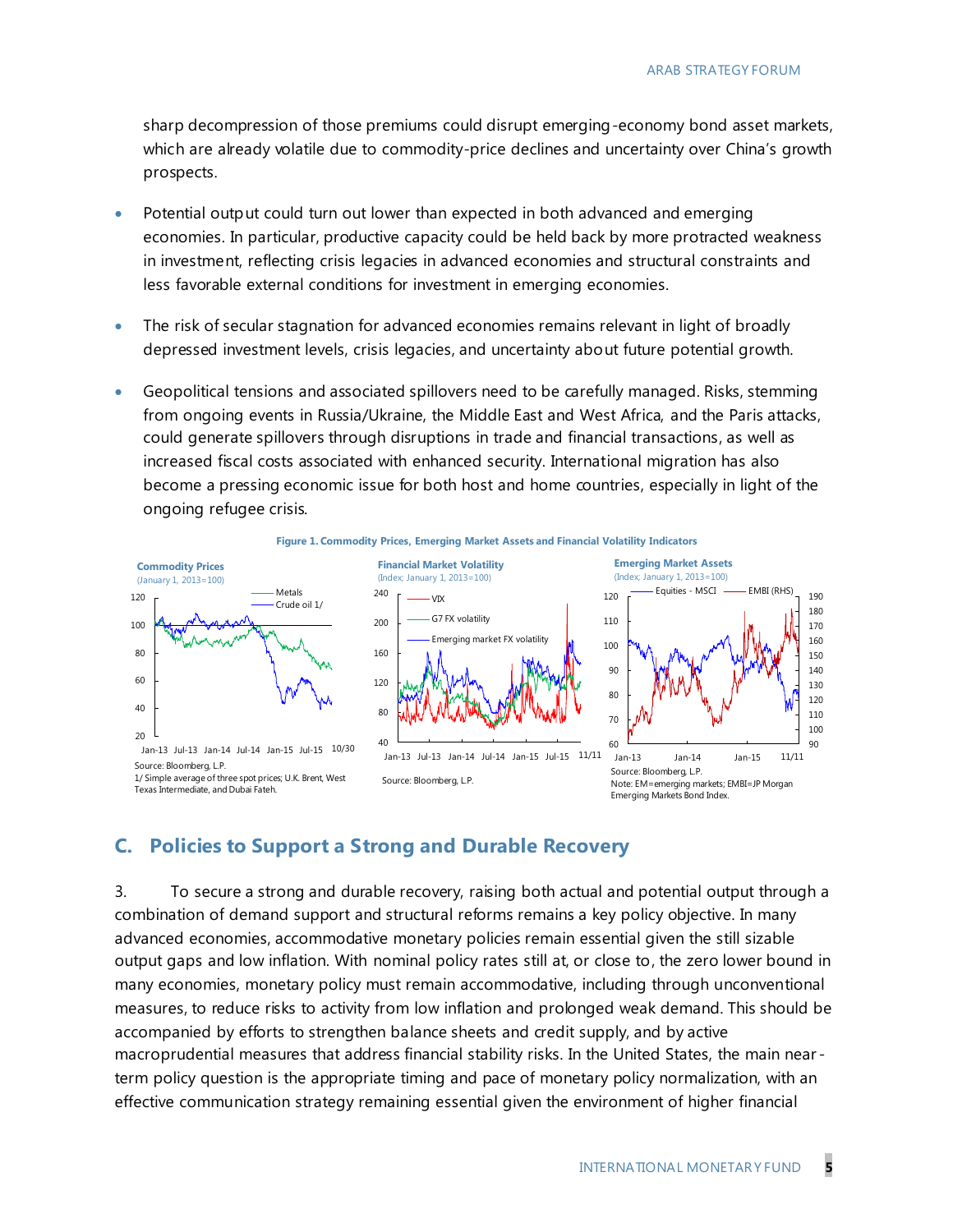sharp decompression of those premiums could disrupt emerging-economy bond asset markets, which are already volatile due to commodity-price declines and uncertainty over China's growth prospects.

- Potential output could turn out lower than expected in both advanced and emerging economies. In particular, productive capacity could be held back by more protracted weakness in investment, reflecting crisis legacies in advanced economies and structural constraints and less favorable external conditions for investment in emerging economies.

- The risk of secular stagnation for advanced economies remains relevant in light of broadly depressed investment levels, crisis legacies, and uncertainty about future potential growth.

- Geopolitical tensions and associated spillovers need to be carefully managed. Risks, stemming from ongoing events in Russia/Ukraine, the Middle East and West Africa, and the Paris attacks, could generate spillovers through disruptions in trade and financial transactions, as well as increased fiscal costs associated with enhanced security. International migration has also become a pressing economic issue for both host and home countries, especially in light of the ongoing refugee crisis.

**Figure 1. Commodity Prices, Emerging Market Assets and Financial Volatility Indicators**

**Commodity Prices** (January 1, 2013=100)

Source: Bloomberg, L.P.
1/ Simple average of three spot prices; U.K. Brent, West Texas Intermediate, and Dubai Fateh.

**Financial Market Volatility** (Index; January 1, 2013=100)

Source: Bloomberg, L.P.

**Emerging Market Assets** (Index; January 1, 2013=100)

Source: Bloomberg, L.P.
Note: EM=emerging markets; EMBI=JP Morgan Emerging Markets Bond Index.

## C. Policies to Support a Strong and Durable Recovery

3. To secure a strong and durable recovery, raising both actual and potential output through a combination of demand support and structural reforms remains a key policy objective. In many advanced economies, accommodative monetary policies remain essential given the still sizable output gaps and low inflation. With nominal policy rates still at, or close to, the zero lower bound in many economies, monetary policy must remain accommodative, including through unconventional measures, to reduce risks to activity from low inflation and prolonged weak demand. This should be accompanied by efforts to strengthen balance sheets and credit supply, and by active macroprudential measures that address financial stability risks. In the United States, the main near-term policy question is the appropriate timing and pace of monetary policy normalization, with an effective communication strategy remaining essential given the environment of higher financial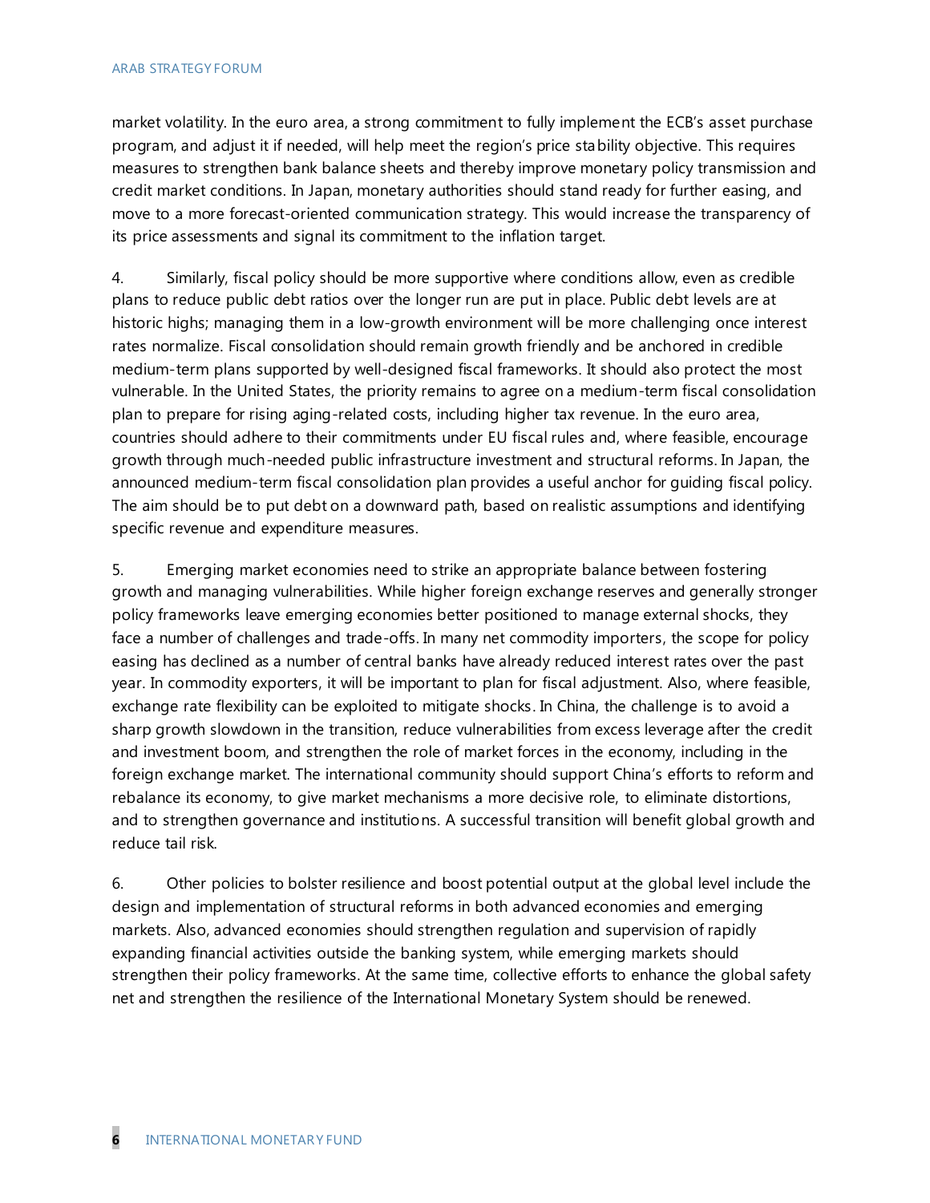market volatility. In the euro area, a strong commitment to fully implement the ECB's asset purchase program, and adjust it if needed, will help meet the region's price stability objective. This requires measures to strengthen bank balance sheets and thereby improve monetary policy transmission and credit market conditions. In Japan, monetary authorities should stand ready for further easing, and move to a more forecast-oriented communication strategy. This would increase the transparency of its price assessments and signal its commitment to the inflation target.

4. Similarly, fiscal policy should be more supportive where conditions allow, even as credible plans to reduce public debt ratios over the longer run are put in place. Public debt levels are at historic highs; managing them in a low-growth environment will be more challenging once interest rates normalize. Fiscal consolidation should remain growth friendly and be anchored in credible medium-term plans supported by well-designed fiscal frameworks. It should also protect the most vulnerable. In the United States, the priority remains to agree on a medium-term fiscal consolidation plan to prepare for rising aging-related costs, including higher tax revenue. In the euro area, countries should adhere to their commitments under EU fiscal rules and, where feasible, encourage growth through much-needed public infrastructure investment and structural reforms. In Japan, the announced medium-term fiscal consolidation plan provides a useful anchor for guiding fiscal policy. The aim should be to put debt on a downward path, based on realistic assumptions and identifying specific revenue and expenditure measures.

5. Emerging market economies need to strike an appropriate balance between fostering growth and managing vulnerabilities. While higher foreign exchange reserves and generally stronger policy frameworks leave emerging economies better positioned to manage external shocks, they face a number of challenges and trade-offs. In many net commodity importers, the scope for policy easing has declined as a number of central banks have already reduced interest rates over the past year. In commodity exporters, it will be important to plan for fiscal adjustment. Also, where feasible, exchange rate flexibility can be exploited to mitigate shocks. In China, the challenge is to avoid a sharp growth slowdown in the transition, reduce vulnerabilities from excess leverage after the credit and investment boom, and strengthen the role of market forces in the economy, including in the foreign exchange market. The international community should support China's efforts to reform and rebalance its economy, to give market mechanisms a more decisive role, to eliminate distortions, and to strengthen governance and institutions. A successful transition will benefit global growth and reduce tail risk.

6. Other policies to bolster resilience and boost potential output at the global level include the design and implementation of structural reforms in both advanced economies and emerging markets. Also, advanced economies should strengthen regulation and supervision of rapidly expanding financial activities outside the banking system, while emerging markets should strengthen their policy frameworks. At the same time, collective efforts to enhance the global safety net and strengthen the resilience of the International Monetary System should be renewed.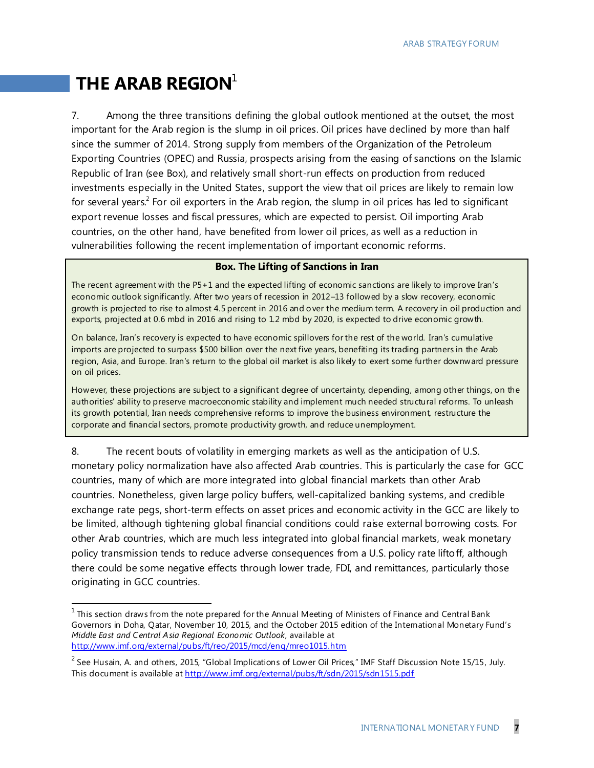# THE ARAB REGION[1]

7. Among the three transitions defining the global outlook mentioned at the outset, the most important for the Arab region is the slump in oil prices. Oil prices have declined by more than half since the summer of 2014. Strong supply from members of the Organization of the Petroleum Exporting Countries (OPEC) and Russia, prospects arising from the easing of sanctions on the Islamic Republic of Iran (see Box), and relatively small short-run effects on production from reduced investments especially in the United States, support the view that oil prices are likely to remain low for several years.[2] For oil exporters in the Arab region, the slump in oil prices has led to significant export revenue losses and fiscal pressures, which are expected to persist. Oil importing Arab countries, on the other hand, have benefited from lower oil prices, as well as a reduction in vulnerabilities following the recent implementation of important economic reforms.

**Box. The Lifting of Sanctions in Iran**

The recent agreement with the P5+1 and the expected lifting of economic sanctions are likely to improve Iran's economic outlook significantly. After two years of recession in 2012–13 followed by a slow recovery, economic growth is projected to rise to almost 4.5 percent in 2016 and over the medium term. A recovery in oil production and exports, projected at 0.6 mbd in 2016 and rising to 1.2 mbd by 2020, is expected to drive economic growth.

On balance, Iran's recovery is expected to have economic spillovers for the rest of the world. Iran's cumulative imports are projected to surpass $500 billion over the next five years, benefiting its trading partners in the Arab region, Asia, and Europe. Iran's return to the global oil market is also likely to exert some further downward pressure on oil prices.

However, these projections are subject to a significant degree of uncertainty, depending, among other things, on the authorities' ability to preserve macroeconomic stability and implement much needed structural reforms. To unleash its growth potential, Iran needs comprehensive reforms to improve the business environment, restructure the corporate and financial sectors, promote productivity growth, and reduce unemployment.

8. The recent bouts of volatility in emerging markets as well as the anticipation of U.S. monetary policy normalization have also affected Arab countries. This is particularly the case for GCC countries, many of which are more integrated into global financial markets than other Arab countries. Nonetheless, given large policy buffers, well-capitalized banking systems, and credible exchange rate pegs, short-term effects on asset prices and economic activity in the GCC are likely to be limited, although tightening global financial conditions could raise external borrowing costs. For other Arab countries, which are much less integrated into global financial markets, weak monetary policy transmission tends to reduce adverse consequences from a U.S. policy rate liftoff, although there could be some negative effects through lower trade, FDI, and remittances, particularly those originating in GCC countries.

---

[1] This section draws from the note prepared for the Annual Meeting of Ministers of Finance and Central Bank Governors in Doha, Qatar, November 10, 2015, and the October 2015 edition of the International Monetary Fund's *Middle East and Central Asia Regional Economic Outlook*, available at http://www.imf.org/external/pubs/ft/reo/2015/mcd/eng/mreo1015.htm

[2] See Husain, A. and others, 2015, "Global Implications of Lower Oil Prices," IMF Staff Discussion Note 15/15, July. This document is available at http://www.imf.org/external/pubs/ft/sdn/2015/sdn1515.pdf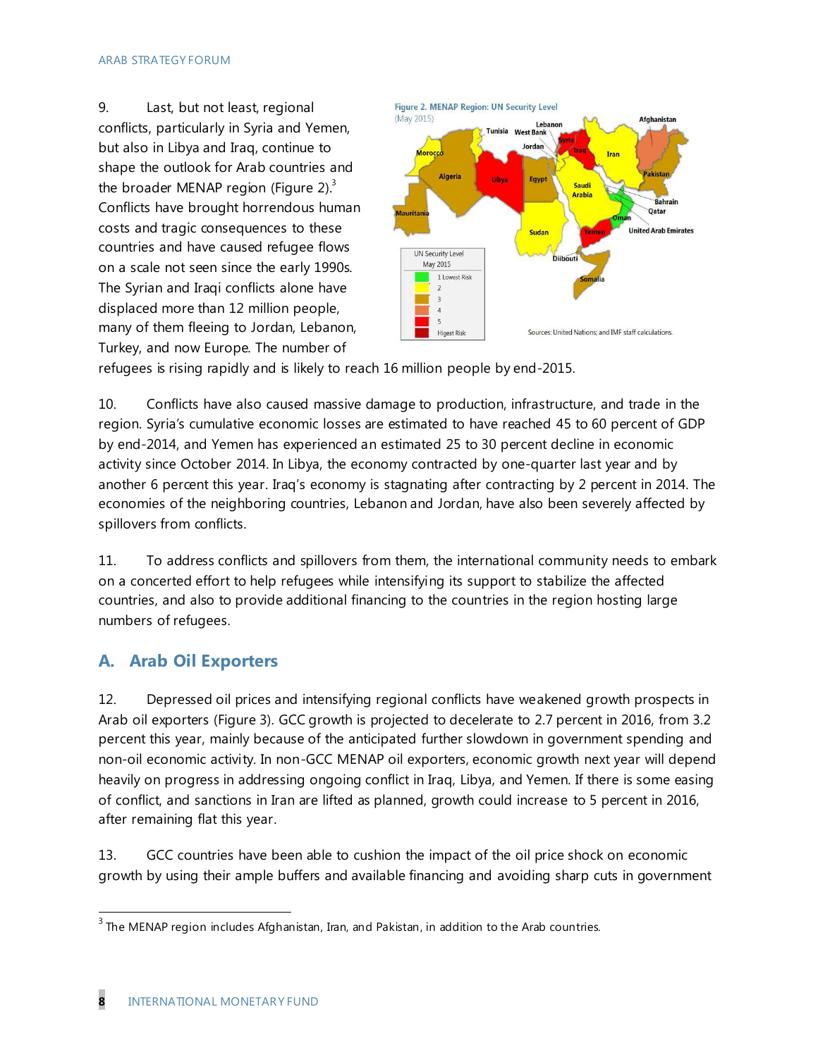9. Last, but not least, regional conflicts, particularly in Syria and Yemen, but also in Libya and Iraq, continue to shape the outlook for Arab countries and the broader MENAP region (Figure 2).[3] Conflicts have brought horrendous human costs and tragic consequences to these countries and have caused refugee flows on a scale not seen since the early 1990s. The Syrian and Iraqi conflicts alone have displaced more than 12 million people, many of them fleeing to Jordan, Lebanon, Turkey, and now Europe. The number of refugees is rising rapidly and is likely to reach 16 million people by end-2015.

**Figure 2. MENAP Region: UN Security Level**
(May 2015)

Sources: United Nations; and IMF staff calculations.

10. Conflicts have also caused massive damage to production, infrastructure, and trade in the region. Syria's cumulative economic losses are estimated to have reached 45 to 60 percent of GDP by end-2014, and Yemen has experienced an estimated 25 to 30 percent decline in economic activity since October 2014. In Libya, the economy contracted by one-quarter last year and by another 6 percent this year. Iraq's economy is stagnating after contracting by 2 percent in 2014. The economies of the neighboring countries, Lebanon and Jordan, have also been severely affected by spillovers from conflicts.

11. To address conflicts and spillovers from them, the international community needs to embark on a concerted effort to help refugees while intensifying its support to stabilize the affected countries, and also to provide additional financing to the countries in the region hosting large numbers of refugees.

## A. Arab Oil Exporters

12. Depressed oil prices and intensifying regional conflicts have weakened growth prospects in Arab oil exporters (Figure 3). GCC growth is projected to decelerate to 2.7 percent in 2016, from 3.2 percent this year, mainly because of the anticipated further slowdown in government spending and non-oil economic activity. In non-GCC MENAP oil exporters, economic growth next year will depend heavily on progress in addressing ongoing conflict in Iraq, Libya, and Yemen. If there is some easing of conflict, and sanctions in Iran are lifted as planned, growth could increase to 5 percent in 2016, after remaining flat this year.

13. GCC countries have been able to cushion the impact of the oil price shock on economic growth by using their ample buffers and available financing and avoiding sharp cuts in government

[3] The MENAP region includes Afghanistan, Iran, and Pakistan, in addition to the Arab countries.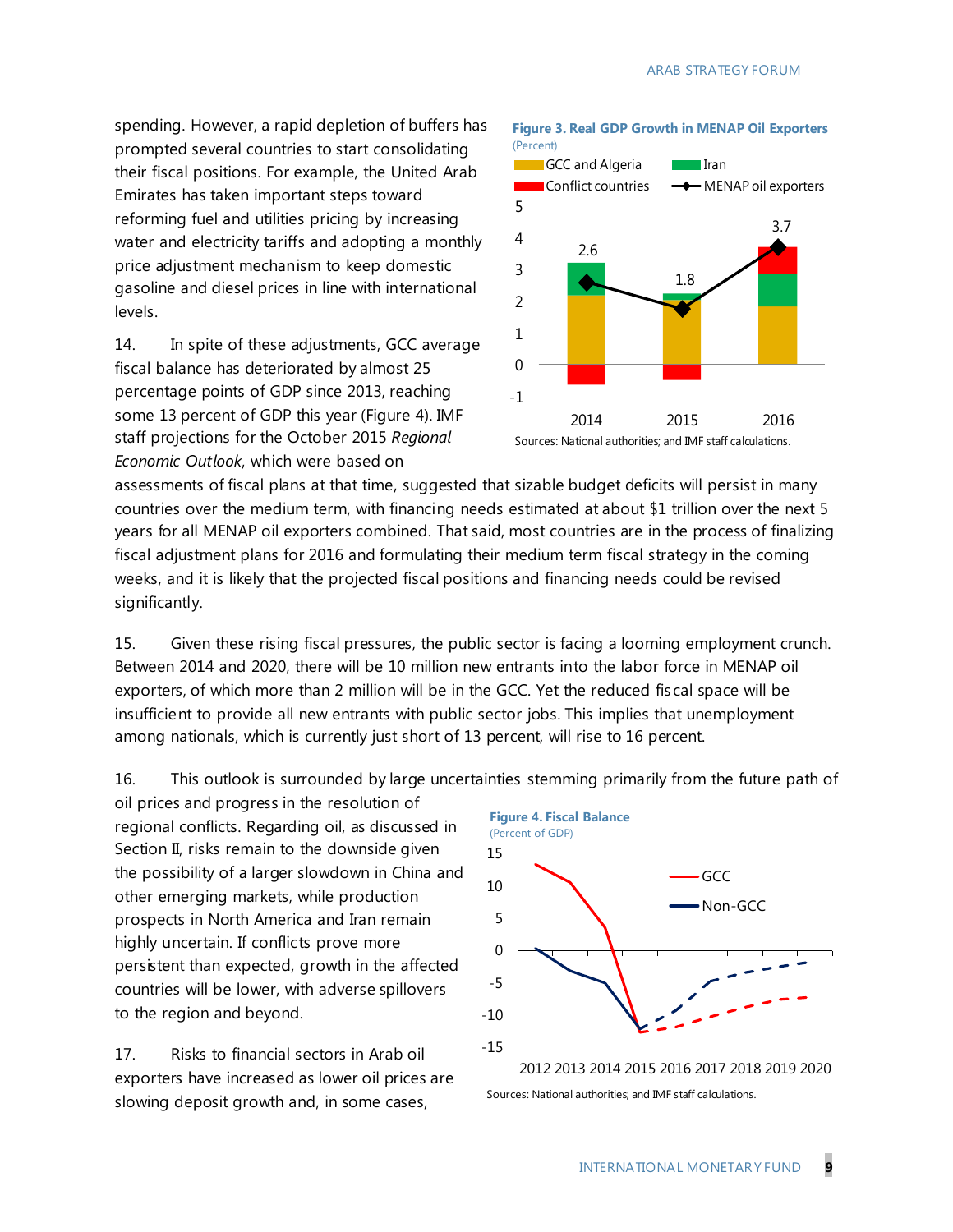spending. However, a rapid depletion of buffers has prompted several countries to start consolidating their fiscal positions. For example, the United Arab Emirates has taken important steps toward reforming fuel and utilities pricing by increasing water and electricity tariffs and adopting a monthly price adjustment mechanism to keep domestic gasoline and diesel prices in line with international levels.

**Figure 3. Real GDP Growth in MENAP Oil Exporters**
(Percent)

Sources: National authorities; and IMF staff calculations.

14. In spite of these adjustments, GCC average fiscal balance has deteriorated by almost 25 percentage points of GDP since 2013, reaching some 13 percent of GDP this year (Figure 4). IMF staff projections for the October 2015 *Regional Economic Outlook*, which were based on assessments of fiscal plans at that time, suggested that sizable budget deficits will persist in many countries over the medium term, with financing needs estimated at about $1 trillion over the next 5 years for all MENAP oil exporters combined. That said, most countries are in the process of finalizing fiscal adjustment plans for 2016 and formulating their medium term fiscal strategy in the coming weeks, and it is likely that the projected fiscal positions and financing needs could be revised significantly.

15. Given these rising fiscal pressures, the public sector is facing a looming employment crunch. Between 2014 and 2020, there will be 10 million new entrants into the labor force in MENAP oil exporters, of which more than 2 million will be in the GCC. Yet the reduced fiscal space will be insufficient to provide all new entrants with public sector jobs. This implies that unemployment among nationals, which is currently just short of 13 percent, will rise to 16 percent.

16. This outlook is surrounded by large uncertainties stemming primarily from the future path of oil prices and progress in the resolution of regional conflicts. Regarding oil, as discussed in Section II, risks remain to the downside given the possibility of a larger slowdown in China and other emerging markets, while production prospects in North America and Iran remain highly uncertain. If conflicts prove more persistent than expected, growth in the affected countries will be lower, with adverse spillovers to the region and beyond.

**Figure 4. Fiscal Balance**
(Percent of GDP)

Sources: National authorities; and IMF staff calculations.

17. Risks to financial sectors in Arab oil exporters have increased as lower oil prices are slowing deposit growth and, in some cases,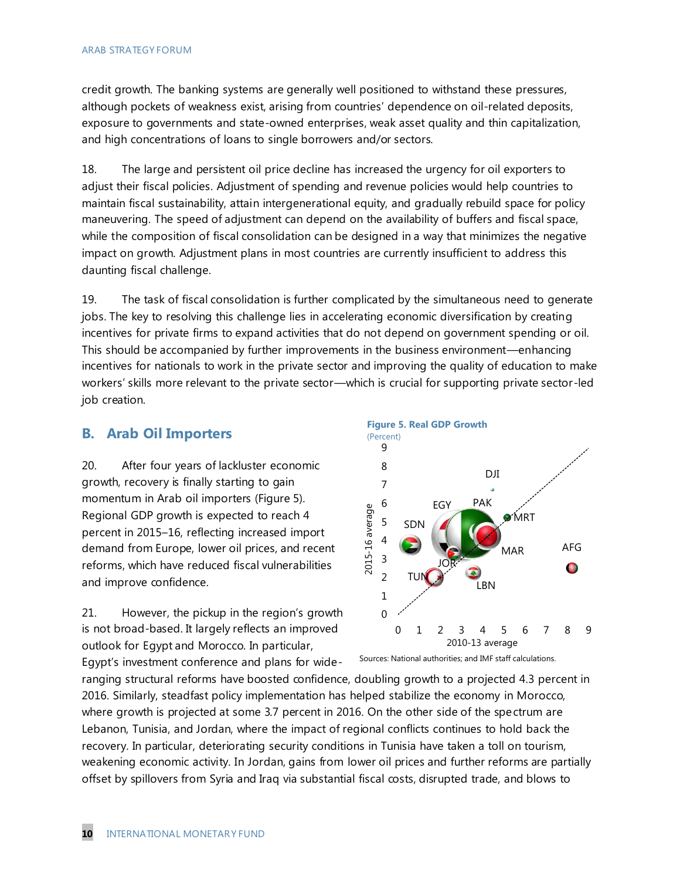credit growth. The banking systems are generally well positioned to withstand these pressures, although pockets of weakness exist, arising from countries' dependence on oil-related deposits, exposure to governments and state-owned enterprises, weak asset quality and thin capitalization, and high concentrations of loans to single borrowers and/or sectors.

18. The large and persistent oil price decline has increased the urgency for oil exporters to adjust their fiscal policies. Adjustment of spending and revenue policies would help countries to maintain fiscal sustainability, attain intergenerational equity, and gradually rebuild space for policy maneuvering. The speed of adjustment can depend on the availability of buffers and fiscal space, while the composition of fiscal consolidation can be designed in a way that minimizes the negative impact on growth. Adjustment plans in most countries are currently insufficient to address this daunting fiscal challenge.

19. The task of fiscal consolidation is further complicated by the simultaneous need to generate jobs. The key to resolving this challenge lies in accelerating economic diversification by creating incentives for private firms to expand activities that do not depend on government spending or oil. This should be accompanied by further improvements in the business environment—enhancing incentives for nationals to work in the private sector and improving the quality of education to make workers' skills more relevant to the private sector—which is crucial for supporting private sector-led job creation.

## B. Arab Oil Importers

20. After four years of lackluster economic growth, recovery is finally starting to gain momentum in Arab oil importers (Figure 5). Regional GDP growth is expected to reach 4 percent in 2015–16, reflecting increased import demand from Europe, lower oil prices, and recent reforms, which have reduced fiscal vulnerabilities and improve confidence.

**Figure 5. Real GDP Growth**
(Percent)

Sources: National authorities; and IMF staff calculations.

21. However, the pickup in the region's growth is not broad-based. It largely reflects an improved outlook for Egypt and Morocco. In particular, Egypt's investment conference and plans for wide-ranging structural reforms have boosted confidence, doubling growth to a projected 4.3 percent in 2016. Similarly, steadfast policy implementation has helped stabilize the economy in Morocco, where growth is projected at some 3.7 percent in 2016. On the other side of the spectrum are Lebanon, Tunisia, and Jordan, where the impact of regional conflicts continues to hold back the recovery. In particular, deteriorating security conditions in Tunisia have taken a toll on tourism, weakening economic activity. In Jordan, gains from lower oil prices and further reforms are partially offset by spillovers from Syria and Iraq via substantial fiscal costs, disrupted trade, and blows to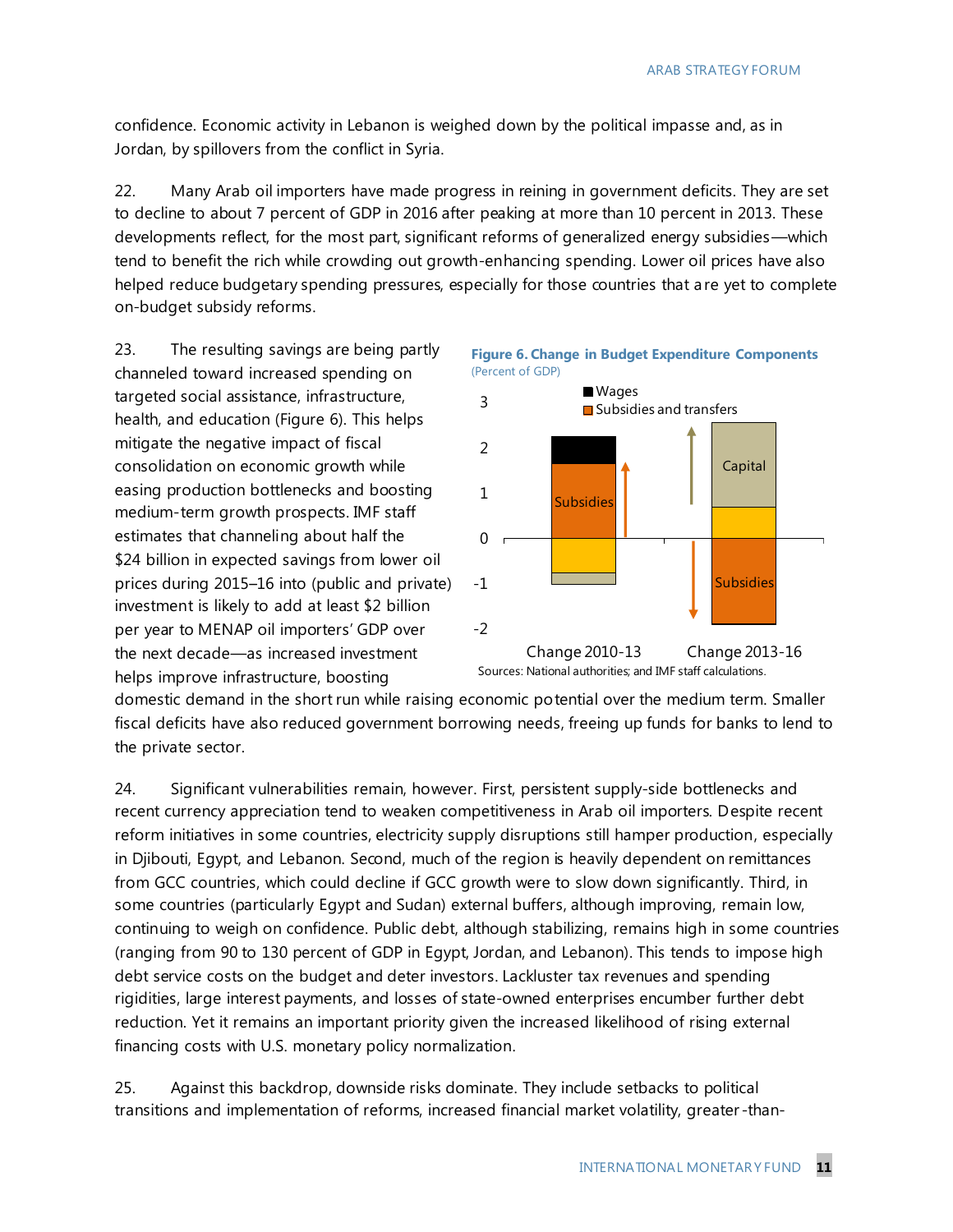confidence. Economic activity in Lebanon is weighed down by the political impasse and, as in Jordan, by spillovers from the conflict in Syria.

22. Many Arab oil importers have made progress in reining in government deficits. They are set to decline to about 7 percent of GDP in 2016 after peaking at more than 10 percent in 2013. These developments reflect, for the most part, significant reforms of generalized energy subsidies—which tend to benefit the rich while crowding out growth-enhancing spending. Lower oil prices have also helped reduce budgetary spending pressures, especially for those countries that are yet to complete on-budget subsidy reforms.

23. The resulting savings are being partly channeled toward increased spending on targeted social assistance, infrastructure, health, and education (Figure 6). This helps mitigate the negative impact of fiscal consolidation on economic growth while easing production bottlenecks and boosting medium-term growth prospects. IMF staff estimates that channeling about half the $24 billion in expected savings from lower oil prices during 2015–16 into (public and private) investment is likely to add at least $2 billion per year to MENAP oil importers' GDP over the next decade—as increased investment helps improve infrastructure, boosting domestic demand in the short run while raising economic potential over the medium term. Smaller fiscal deficits have also reduced government borrowing needs, freeing up funds for banks to lend to the private sector.

**Figure 6. Change in Budget Expenditure Components**
(Percent of GDP)

Sources: National authorities; and IMF staff calculations.

24. Significant vulnerabilities remain, however. First, persistent supply-side bottlenecks and recent currency appreciation tend to weaken competitiveness in Arab oil importers. Despite recent reform initiatives in some countries, electricity supply disruptions still hamper production, especially in Djibouti, Egypt, and Lebanon. Second, much of the region is heavily dependent on remittances from GCC countries, which could decline if GCC growth were to slow down significantly. Third, in some countries (particularly Egypt and Sudan) external buffers, although improving, remain low, continuing to weigh on confidence. Public debt, although stabilizing, remains high in some countries (ranging from 90 to 130 percent of GDP in Egypt, Jordan, and Lebanon). This tends to impose high debt service costs on the budget and deter investors. Lackluster tax revenues and spending rigidities, large interest payments, and losses of state-owned enterprises encumber further debt reduction. Yet it remains an important priority given the increased likelihood of rising external financing costs with U.S. monetary policy normalization.

25. Against this backdrop, downside risks dominate. They include setbacks to political transitions and implementation of reforms, increased financial market volatility, greater-than-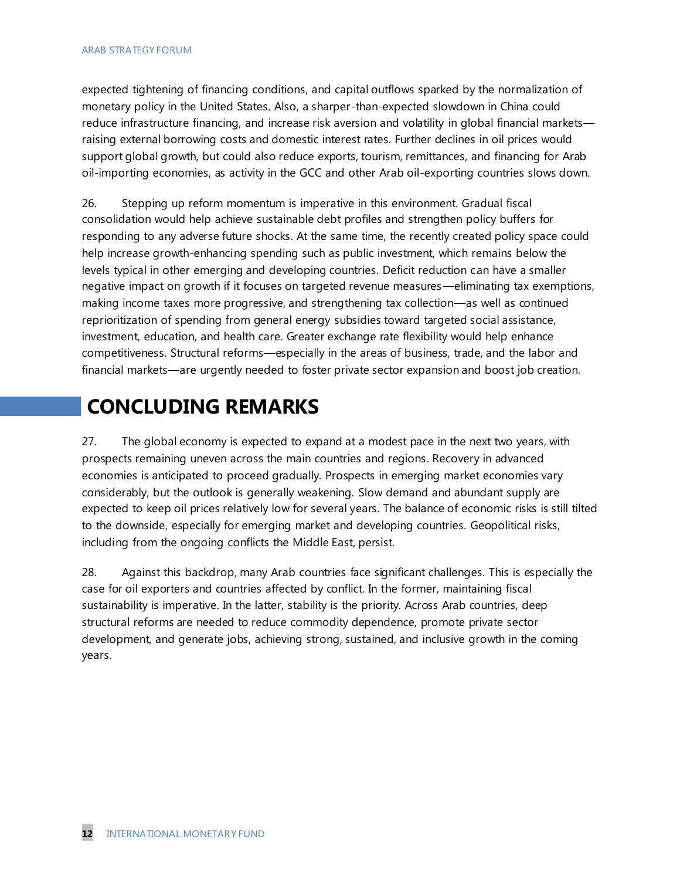expected tightening of financing conditions, and capital outflows sparked by the normalization of monetary policy in the United States. Also, a sharper-than-expected slowdown in China could reduce infrastructure financing, and increase risk aversion and volatility in global financial markets—raising external borrowing costs and domestic interest rates. Further declines in oil prices would support global growth, but could also reduce exports, tourism, remittances, and financing for Arab oil-importing economies, as activity in the GCC and other Arab oil-exporting countries slows down.

26. Stepping up reform momentum is imperative in this environment. Gradual fiscal consolidation would help achieve sustainable debt profiles and strengthen policy buffers for responding to any adverse future shocks. At the same time, the recently created policy space could help increase growth-enhancing spending such as public investment, which remains below the levels typical in other emerging and developing countries. Deficit reduction can have a smaller negative impact on growth if it focuses on targeted revenue measures—eliminating tax exemptions, making income taxes more progressive, and strengthening tax collection—as well as continued reprioritization of spending from general energy subsidies toward targeted social assistance, investment, education, and health care. Greater exchange rate flexibility would help enhance competitiveness. Structural reforms—especially in the areas of business, trade, and the labor and financial markets—are urgently needed to foster private sector expansion and boost job creation.

# CONCLUDING REMARKS

27. The global economy is expected to expand at a modest pace in the next two years, with prospects remaining uneven across the main countries and regions. Recovery in advanced economies is anticipated to proceed gradually. Prospects in emerging market economies vary considerably, but the outlook is generally weakening. Slow demand and abundant supply are expected to keep oil prices relatively low for several years. The balance of economic risks is still tilted to the downside, especially for emerging market and developing countries. Geopolitical risks, including from the ongoing conflicts the Middle East, persist.

28. Against this backdrop, many Arab countries face significant challenges. This is especially the case for oil exporters and countries affected by conflict. In the former, maintaining fiscal sustainability is imperative. In the latter, stability is the priority. Across Arab countries, deep structural reforms are needed to reduce commodity dependence, promote private sector development, and generate jobs, achieving strong, sustained, and inclusive growth in the coming years.